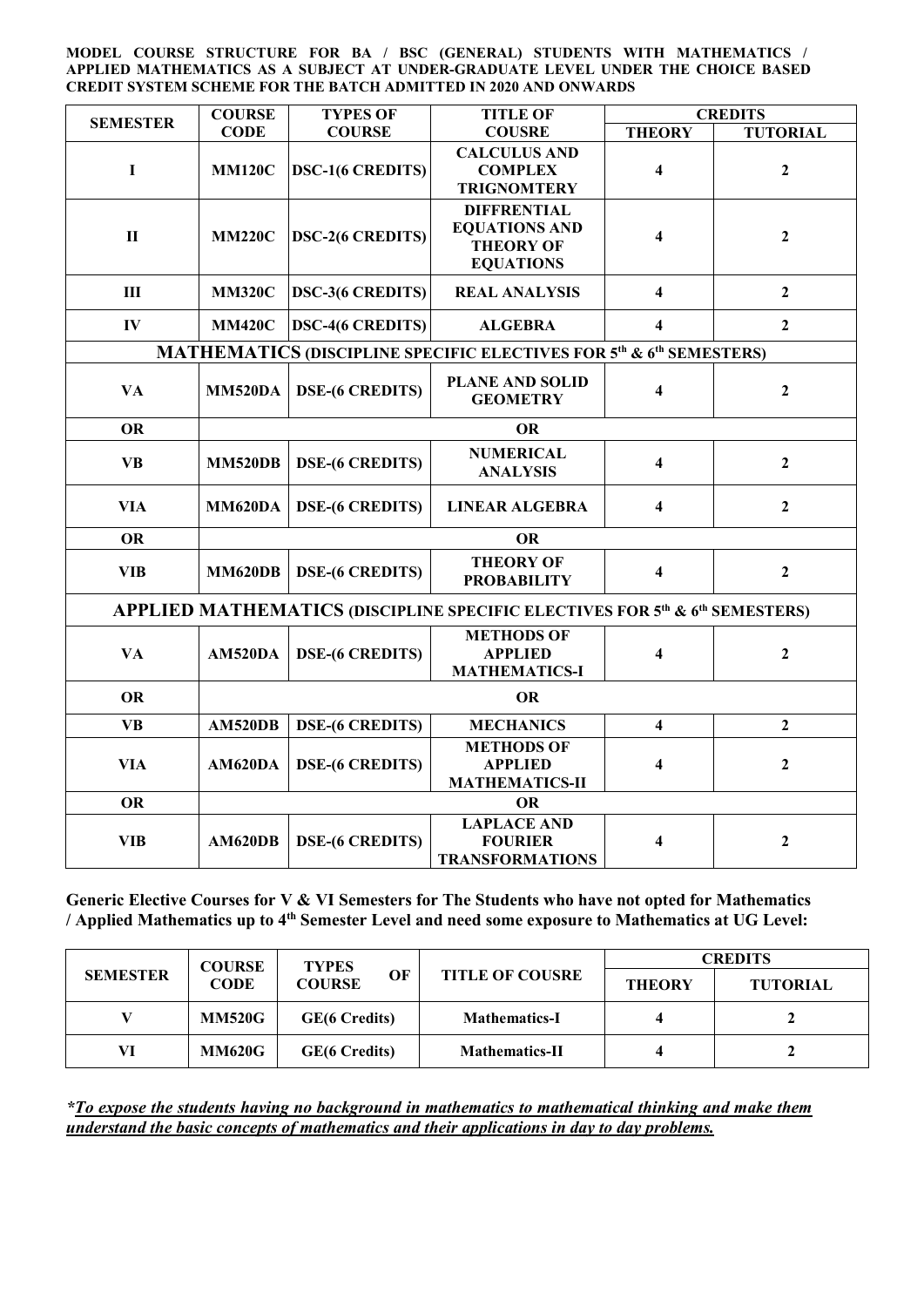**MODEL COURSE STRUCTURE FOR BA / BSC (GENERAL) STUDENTS WITH MATHEMATICS / APPLIED MATHEMATICS AS A SUBJECT AT UNDER-GRADUATE LEVEL UNDER THE CHOICE BASED CREDIT SYSTEM SCHEME FOR THE BATCH ADMITTED IN 2020 AND ONWARDS**

| SEMESTER | COURSE CODE | TYPES OF COURSE | TITLE OF COUSRE | CREDITS | |
|---|---|---|---|---|---|
| | | | | THEORY | TUTORIAL |
| I | MM120C | DSC-1(6 CREDITS) | CALCULUS AND COMPLEX TRIGNOMTERY | 4 | 2 |
| II | MM220C | DSC-2(6 CREDITS) | DIFFRENTIAL EQUATIONS AND THEORY OF EQUATIONS | 4 | 2 |
| III | MM320C | DSC-3(6 CREDITS) | REAL ANALYSIS | 4 | 2 |
| IV | MM420C | DSC-4(6 CREDITS) | ALGEBRA | 4 | 2 |
| **MATHEMATICS (DISCIPLINE SPECIFIC ELECTIVES FOR 5th & 6th SEMESTERS)** | | | | | |
| VA | MM520DA | DSE-(6 CREDITS) | PLANE AND SOLID GEOMETRY | 4 | 2 |
| OR | OR | | | | |
| VB | MM520DB | DSE-(6 CREDITS) | NUMERICAL ANALYSIS | 4 | 2 |
| VIA | MM620DA | DSE-(6 CREDITS) | LINEAR ALGEBRA | 4 | 2 |
| OR | OR | | | | |
| VIB | MM620DB | DSE-(6 CREDITS) | THEORY OF PROBABILITY | 4 | 2 |
| **APPLIED MATHEMATICS (DISCIPLINE SPECIFIC ELECTIVES FOR 5th & 6th SEMESTERS)** | | | | | |
| VA | AM520DA | DSE-(6 CREDITS) | METHODS OF APPLIED MATHEMATICS-I | 4 | 2 |
| OR | OR | | | | |
| VB | AM520DB | DSE-(6 CREDITS) | MECHANICS | 4 | 2 |
| VIA | AM620DA | DSE-(6 CREDITS) | METHODS OF APPLIED MATHEMATICS-II | 4 | 2 |
| OR | OR | | | | |
| VIB | AM620DB | DSE-(6 CREDITS) | LAPLACE AND FOURIER TRANSFORMATIONS | 4 | 2 |

**Generic Elective Courses for V & VI Semesters for The Students who have not opted for Mathematics / Applied Mathematics up to 4th Semester Level and need some exposure to Mathematics at UG Level:**

| SEMESTER | COURSE CODE | TYPES OF COURSE | TITLE OF COUSRE | CREDITS | |
|---|---|---|---|---|---|
| | | | | THEORY | TUTORIAL |
| V | MM520G | GE(6 Credits) | Mathematics-I | 4 | 2 |
| VI | MM620G | GE(6 Credits) | Mathematics-II | 4 | 2 |

***To expose the students having no background in mathematics to mathematical thinking and make them understand the basic concepts of mathematics and their applications in day to day problems.***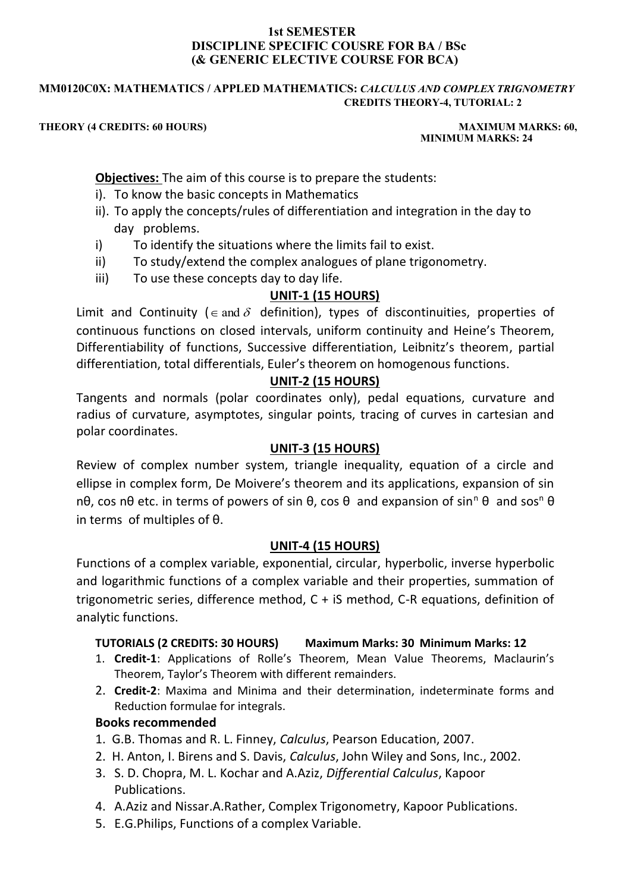**1st SEMESTER**
**DISCIPLINE SPECIFIC COUSRE FOR BA / BSc**
**(& GENERIC ELECTIVE COURSE FOR BCA)**

**MM0120C0X: MATHEMATICS / APPLED MATHEMATICS:** ***CALCULUS AND COMPLEX TRIGNOMETRY***
**CREDITS THEORY-4, TUTORIAL: 2**

**THEORY (4 CREDITS: 60 HOURS)** **MAXIMUM MARKS: 60,**
**MINIMUM MARKS: 24**

**Objectives:** The aim of this course is to prepare the students:

i). To know the basic concepts in Mathematics
ii). To apply the concepts/rules of differentiation and integration in the day to day problems.
i) To identify the situations where the limits fail to exist.
ii) To study/extend the complex analogues of plane trigonometry.
iii) To use these concepts day to day life.

## UNIT-1 (15 HOURS)

Limit and Continuity ($\in$ and $\delta$ definition), types of discontinuities, properties of continuous functions on closed intervals, uniform continuity and Heine's Theorem, Differentiability of functions, Successive differentiation, Leibnitz's theorem, partial differentiation, total differentials, Euler's theorem on homogenous functions.

## UNIT-2 (15 HOURS)

Tangents and normals (polar coordinates only), pedal equations, curvature and radius of curvature, asymptotes, singular points, tracing of curves in cartesian and polar coordinates.

## UNIT-3 (15 HOURS)

Review of complex number system, triangle inequality, equation of a circle and ellipse in complex form, De Moivere's theorem and its applications, expansion of sin nθ, cos nθ etc. in terms of powers of sin θ, cos θ and expansion of $\sin^n θ$ and $\text{sos}^n θ$ in terms of multiples of θ.

## UNIT-4 (15 HOURS)

Functions of a complex variable, exponential, circular, hyperbolic, inverse hyperbolic and logarithmic functions of a complex variable and their properties, summation of trigonometric series, difference method, C + iS method, C-R equations, definition of analytic functions.

**TUTORIALS (2 CREDITS: 30 HOURS) Maximum Marks: 30 Minimum Marks: 12**

1. **Credit-1**: Applications of Rolle's Theorem, Mean Value Theorems, Maclaurin's Theorem, Taylor's Theorem with different remainders.
2. **Credit-2**: Maxima and Minima and their determination, indeterminate forms and Reduction formulae for integrals.

**Books recommended**

1. G.B. Thomas and R. L. Finney, *Calculus*, Pearson Education, 2007.
2. H. Anton, I. Birens and S. Davis, *Calculus*, John Wiley and Sons, Inc., 2002.
3. S. D. Chopra, M. L. Kochar and A.Aziz, *Differential Calculus*, Kapoor Publications.
4. A.Aziz and Nissar.A.Rather, Complex Trigonometry, Kapoor Publications.
5. E.G.Philips, Functions of a complex Variable.